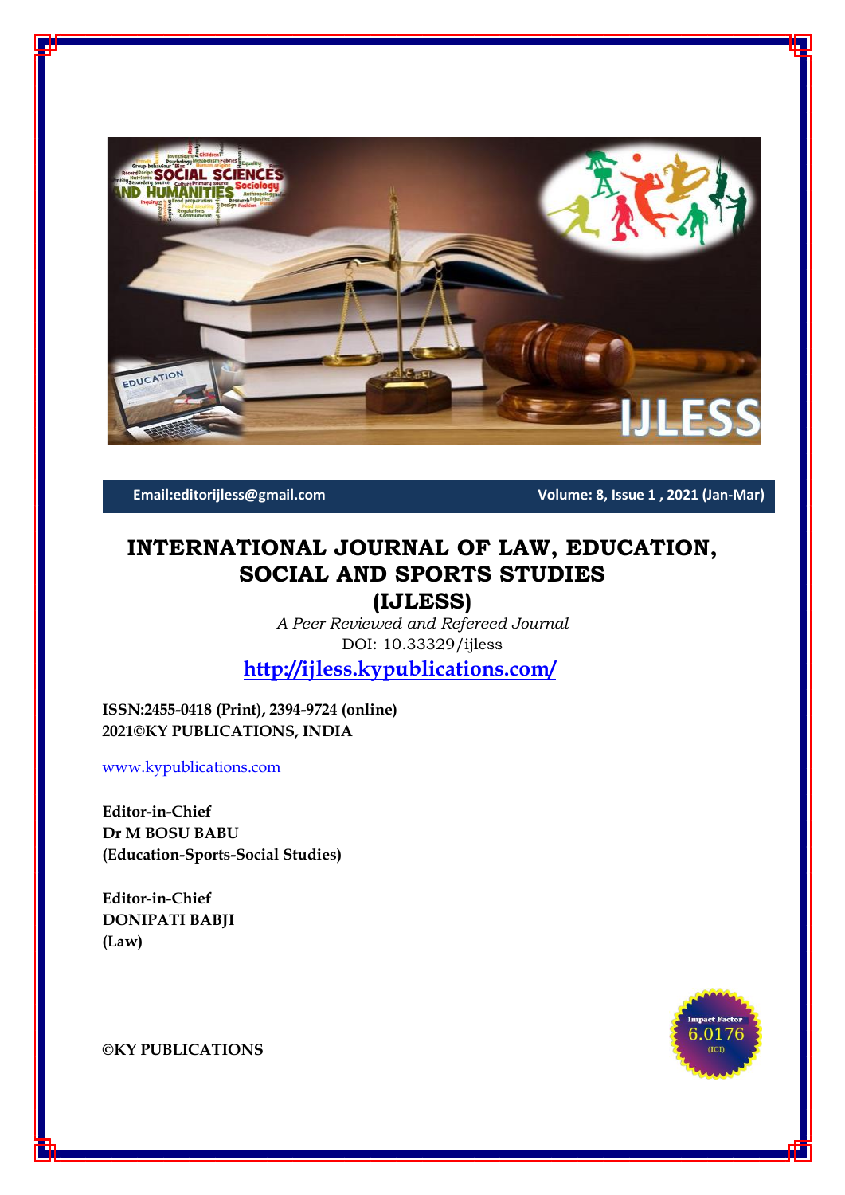Email:editorijless@gmail.com Volume: 8, Issue 1 , 2021 (Jan-Mar)

# INTERNATIONAL JOURNAL OF LAW, EDUCATION, SOCIAL AND SPORTS STUDIES (IJLESS)

*A Peer Reviewed and Refereed Journal*

DOI: 10.33329/ijless

**http://ijless.kypublications.com/**

**ISSN:2455-0418 (Print), 2394-9724 (online)**
**2021©KY PUBLICATIONS, INDIA**

www.kypublications.com

**Editor-in-Chief**
**Dr M BOSU BABU**
**(Education-Sports-Social Studies)**

**Editor-in-Chief**
**DONIPATI BABJI**
**(Law)**

Impact Factor 6.0176 (ICI)

**©KY PUBLICATIONS**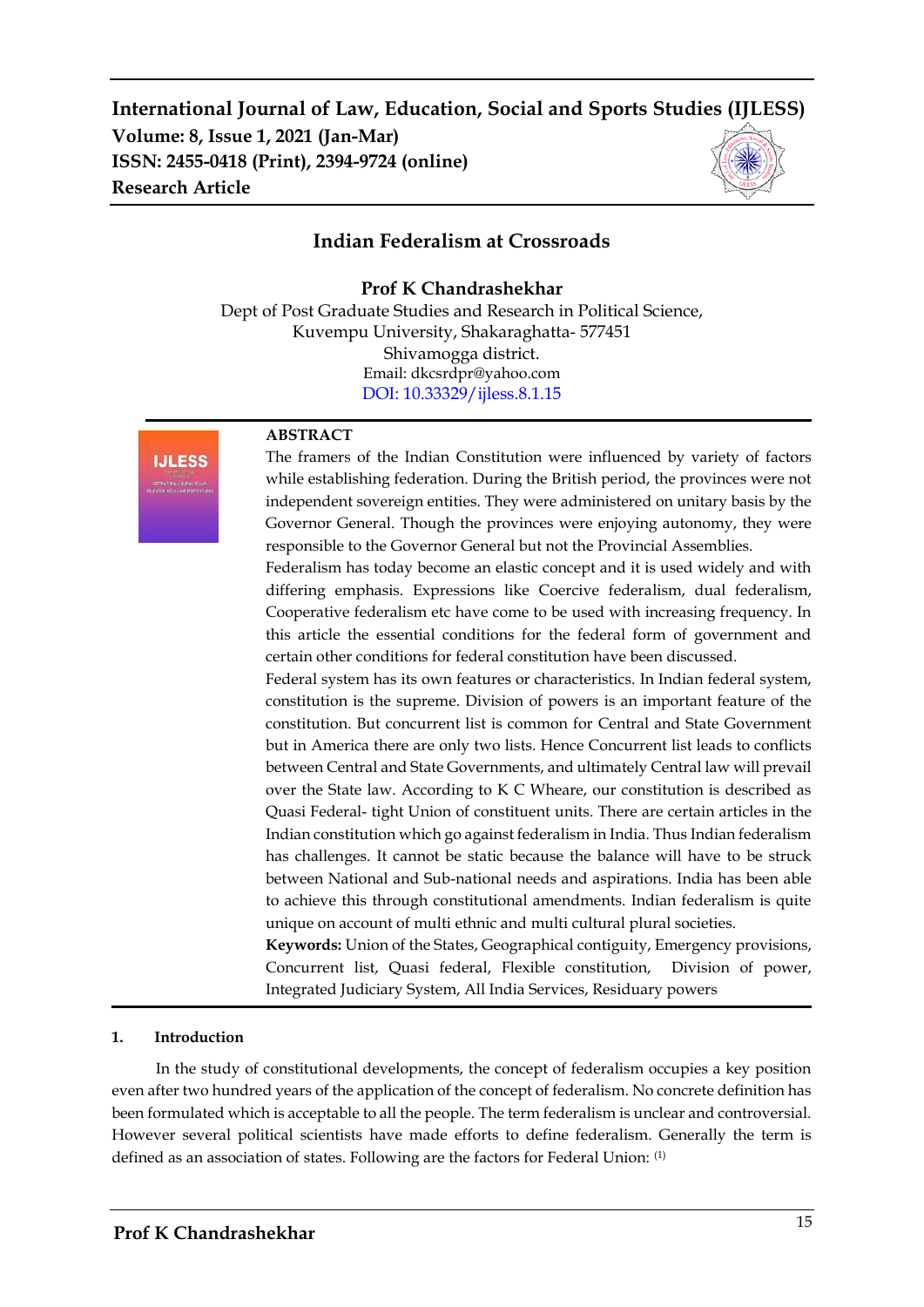# Indian Federalism at Crossroads

**Prof K Chandrashekhar**

Dept of Post Graduate Studies and Research in Political Science,
Kuvempu University, Shakaraghatta- 577451
Shivamogga district.
Email: dkcsrdpr@yahoo.com
DOI: 10.33329/ijless.8.1.15

## ABSTRACT

The framers of the Indian Constitution were influenced by variety of factors while establishing federation. During the British period, the provinces were not independent sovereign entities. They were administered on unitary basis by the Governor General. Though the provinces were enjoying autonomy, they were responsible to the Governor General but not the Provincial Assemblies.

Federalism has today become an elastic concept and it is used widely and with differing emphasis. Expressions like Coercive federalism, dual federalism, Cooperative federalism etc have come to be used with increasing frequency. In this article the essential conditions for the federal form of government and certain other conditions for federal constitution have been discussed.

Federal system has its own features or characteristics. In Indian federal system, constitution is the supreme. Division of powers is an important feature of the constitution. But concurrent list is common for Central and State Government but in America there are only two lists. Hence Concurrent list leads to conflicts between Central and State Governments, and ultimately Central law will prevail over the State law. According to K C Wheare, our constitution is described as Quasi Federal- tight Union of constituent units. There are certain articles in the Indian constitution which go against federalism in India. Thus Indian federalism has challenges. It cannot be static because the balance will have to be struck between National and Sub-national needs and aspirations. India has been able to achieve this through constitutional amendments. Indian federalism is quite unique on account of multi ethnic and multi cultural plural societies.

**Keywords:** Union of the States, Geographical contiguity, Emergency provisions, Concurrent list, Quasi federal, Flexible constitution, Division of power, Integrated Judiciary System, All India Services, Residuary powers

## 1. Introduction

In the study of constitutional developments, the concept of federalism occupies a key position even after two hundred years of the application of the concept of federalism. No concrete definition has been formulated which is acceptable to all the people. The term federalism is unclear and controversial. However several political scientists have made efforts to define federalism. Generally the term is defined as an association of states. Following are the factors for Federal Union: [1]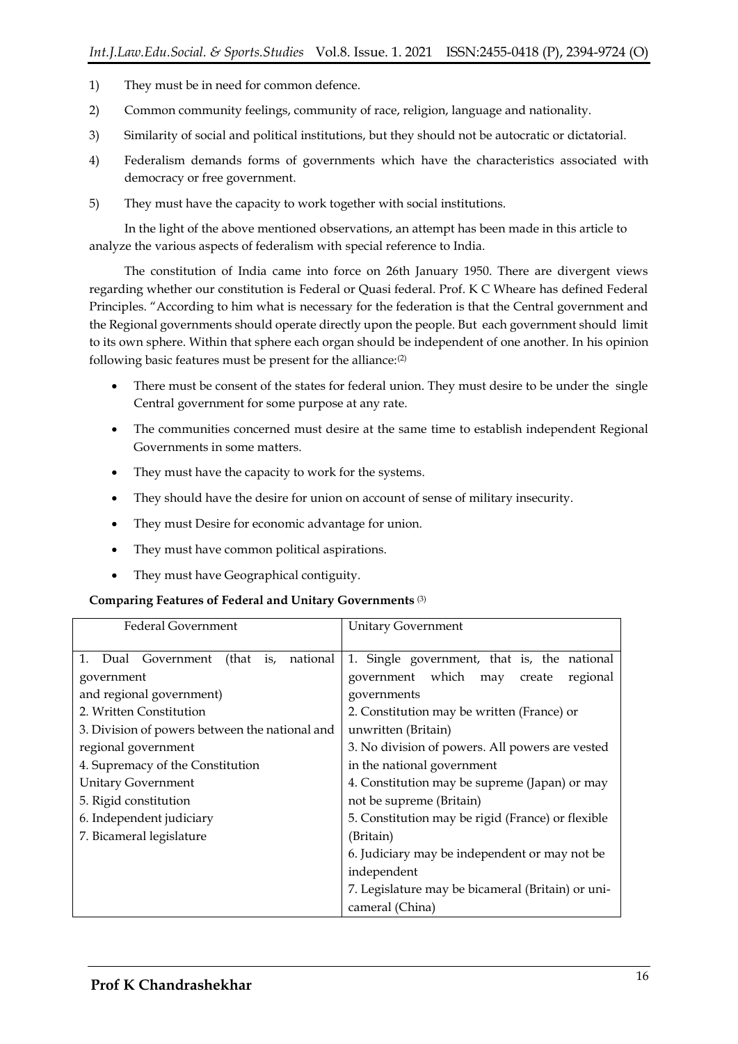1) They must be in need for common defence.

2) Common community feelings, community of race, religion, language and nationality.

3) Similarity of social and political institutions, but they should not be autocratic or dictatorial.

4) Federalism demands forms of governments which have the characteristics associated with democracy or free government.

5) They must have the capacity to work together with social institutions.

In the light of the above mentioned observations, an attempt has been made in this article to analyze the various aspects of federalism with special reference to India.

The constitution of India came into force on 26th January 1950. There are divergent views regarding whether our constitution is Federal or Quasi federal. Prof. K C Wheare has defined Federal Principles. "According to him what is necessary for the federation is that the Central government and the Regional governments should operate directly upon the people. But each government should limit to its own sphere. Within that sphere each organ should be independent of one another. In his opinion following basic features must be present for the alliance:[2]

- There must be consent of the states for federal union. They must desire to be under the single Central government for some purpose at any rate.
- The communities concerned must desire at the same time to establish independent Regional Governments in some matters.
- They must have the capacity to work for the systems.
- They should have the desire for union on account of sense of military insecurity.
- They must Desire for economic advantage for union.
- They must have common political aspirations.
- They must have Geographical contiguity.

**Comparing Features of Federal and Unitary Governments** [3]

| Federal Government | Unitary Government |
|---|---|
| 1. Dual Government (that is, national government and regional government) | 1. Single government, that is, the national government which may create regional governments |
| 2. Written Constitution | 2. Constitution may be written (France) or unwritten (Britain) |
| 3. Division of powers between the national and regional government | 3. No division of powers. All powers are vested in the national government |
| 4. Supremacy of the Constitution Unitary Government | 4. Constitution may be supreme (Japan) or may not be supreme (Britain) |
| 5. Rigid constitution | 5. Constitution may be rigid (France) or flexible (Britain) |
| 6. Independent judiciary | 6. Judiciary may be independent or may not be independent |
| 7. Bicameral legislature | 7. Legislature may be bicameral (Britain) or uni-cameral (China) |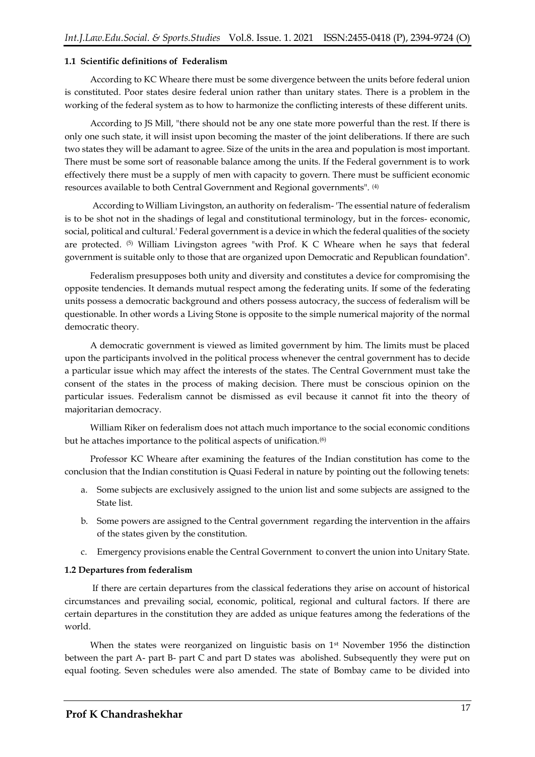### 1.1 Scientific definitions of Federalism

According to KC Wheare there must be some divergence between the units before federal union is constituted. Poor states desire federal union rather than unitary states. There is a problem in the working of the federal system as to how to harmonize the conflicting interests of these different units.

According to JS Mill, "there should not be any one state more powerful than the rest. If there is only one such state, it will insist upon becoming the master of the joint deliberations. If there are such two states they will be adamant to agree. Size of the units in the area and population is most important. There must be some sort of reasonable balance among the units. If the Federal government is to work effectively there must be a supply of men with capacity to govern. There must be sufficient economic resources available to both Central Government and Regional governments". (4)

According to William Livingston, an authority on federalism- 'The essential nature of federalism is to be shot not in the shadings of legal and constitutional terminology, but in the forces- economic, social, political and cultural.' Federal government is a device in which the federal qualities of the society are protected. (5) William Livingston agrees "with Prof. K C Wheare when he says that federal government is suitable only to those that are organized upon Democratic and Republican foundation".

Federalism presupposes both unity and diversity and constitutes a device for compromising the opposite tendencies. It demands mutual respect among the federating units. If some of the federating units possess a democratic background and others possess autocracy, the success of federalism will be questionable. In other words a Living Stone is opposite to the simple numerical majority of the normal democratic theory.

A democratic government is viewed as limited government by him. The limits must be placed upon the participants involved in the political process whenever the central government has to decide a particular issue which may affect the interests of the states. The Central Government must take the consent of the states in the process of making decision. There must be conscious opinion on the particular issues. Federalism cannot be dismissed as evil because it cannot fit into the theory of majoritarian democracy.

William Riker on federalism does not attach much importance to the social economic conditions but he attaches importance to the political aspects of unification.(6)

Professor KC Wheare after examining the features of the Indian constitution has come to the conclusion that the Indian constitution is Quasi Federal in nature by pointing out the following tenets:

a. Some subjects are exclusively assigned to the union list and some subjects are assigned to the State list.
b. Some powers are assigned to the Central government regarding the intervention in the affairs of the states given by the constitution.
c. Emergency provisions enable the Central Government to convert the union into Unitary State.

### 1.2 Departures from federalism

If there are certain departures from the classical federations they arise on account of historical circumstances and prevailing social, economic, political, regional and cultural factors. If there are certain departures in the constitution they are added as unique features among the federations of the world.

When the states were reorganized on linguistic basis on 1st November 1956 the distinction between the part A- part B- part C and part D states was abolished. Subsequently they were put on equal footing. Seven schedules were also amended. The state of Bombay came to be divided into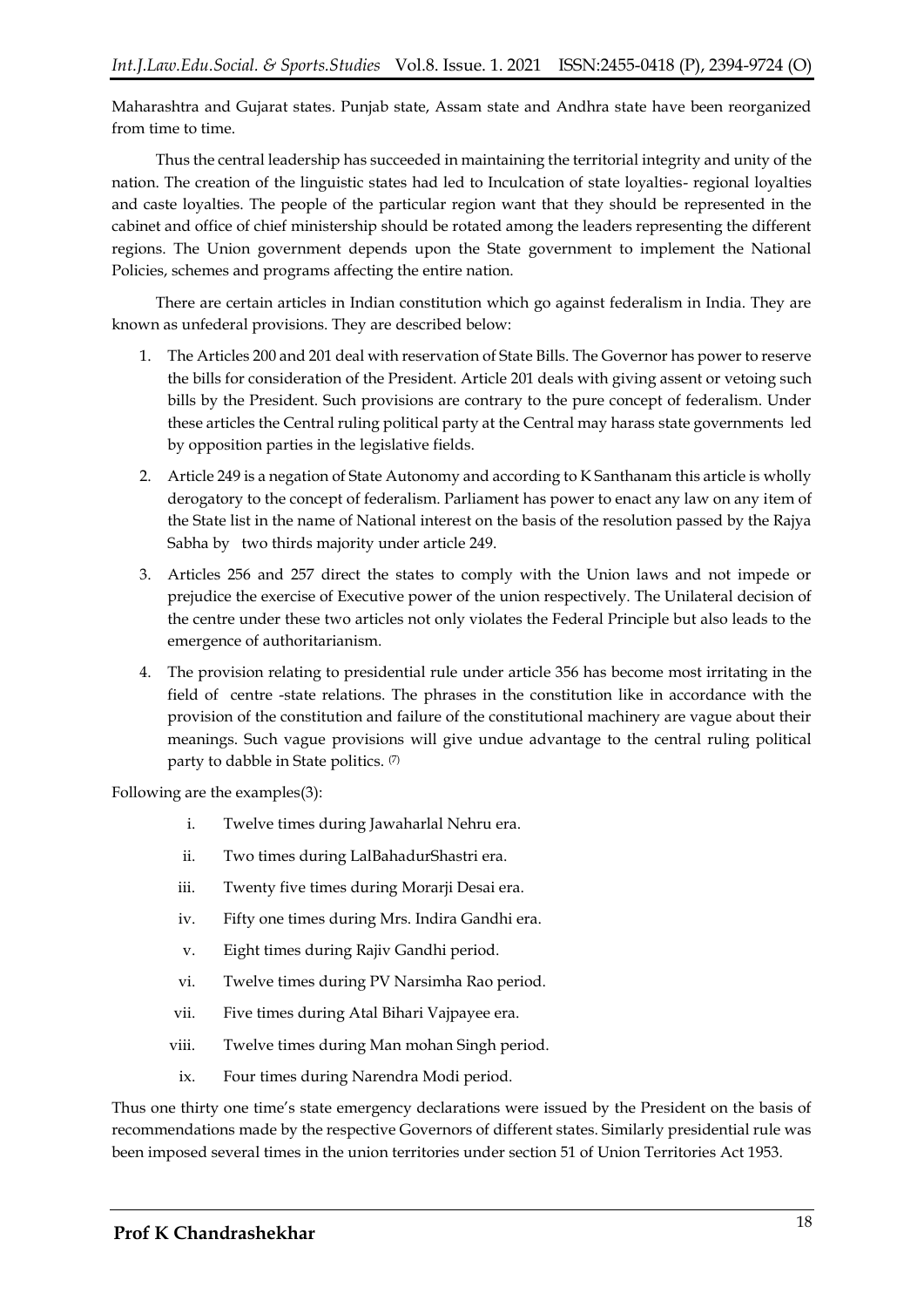Maharashtra and Gujarat states. Punjab state, Assam state and Andhra state have been reorganized from time to time.

Thus the central leadership has succeeded in maintaining the territorial integrity and unity of the nation. The creation of the linguistic states had led to Inculcation of state loyalties- regional loyalties and caste loyalties. The people of the particular region want that they should be represented in the cabinet and office of chief ministership should be rotated among the leaders representing the different regions. The Union government depends upon the State government to implement the National Policies, schemes and programs affecting the entire nation.

There are certain articles in Indian constitution which go against federalism in India. They are known as unfederal provisions. They are described below:

1. The Articles 200 and 201 deal with reservation of State Bills. The Governor has power to reserve the bills for consideration of the President. Article 201 deals with giving assent or vetoing such bills by the President. Such provisions are contrary to the pure concept of federalism. Under these articles the Central ruling political party at the Central may harass state governments led by opposition parties in the legislative fields.
2. Article 249 is a negation of State Autonomy and according to K Santhanam this article is wholly derogatory to the concept of federalism. Parliament has power to enact any law on any item of the State list in the name of National interest on the basis of the resolution passed by the Rajya Sabha by two thirds majority under article 249.
3. Articles 256 and 257 direct the states to comply with the Union laws and not impede or prejudice the exercise of Executive power of the union respectively. The Unilateral decision of the centre under these two articles not only violates the Federal Principle but also leads to the emergence of authoritarianism.
4. The provision relating to presidential rule under article 356 has become most irritating in the field of centre -state relations. The phrases in the constitution like in accordance with the provision of the constitution and failure of the constitutional machinery are vague about their meanings. Such vague provisions will give undue advantage to the central ruling political party to dabble in State politics. (7)

Following are the examples(3):

i. Twelve times during Jawaharlal Nehru era.
ii. Two times during LalBahadurShastri era.
iii. Twenty five times during Morarji Desai era.
iv. Fifty one times during Mrs. Indira Gandhi era.
v. Eight times during Rajiv Gandhi period.
vi. Twelve times during PV Narsimha Rao period.
vii. Five times during Atal Bihari Vajpayee era.
viii. Twelve times during Man mohan Singh period.
ix. Four times during Narendra Modi period.

Thus one thirty one time's state emergency declarations were issued by the President on the basis of recommendations made by the respective Governors of different states. Similarly presidential rule was been imposed several times in the union territories under section 51 of Union Territories Act 1953.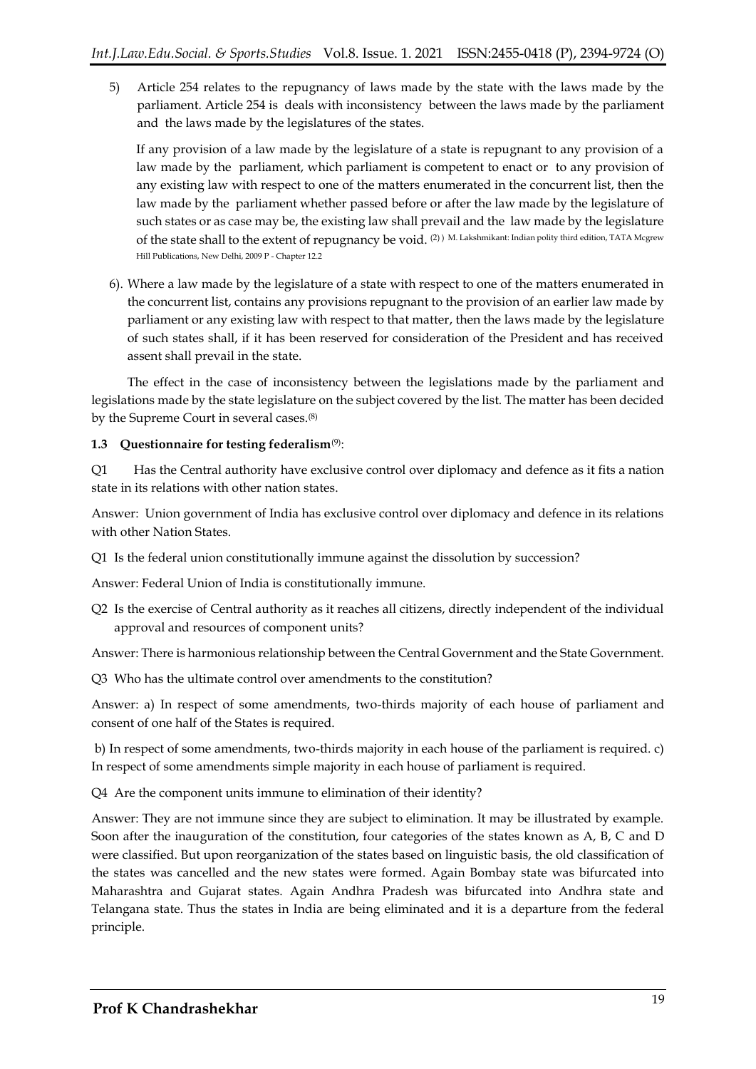5) Article 254 relates to the repugnancy of laws made by the state with the laws made by the parliament. Article 254 is deals with inconsistency between the laws made by the parliament and the laws made by the legislatures of the states.

If any provision of a law made by the legislature of a state is repugnant to any provision of a law made by the parliament, which parliament is competent to enact or to any provision of any existing law with respect to one of the matters enumerated in the concurrent list, then the law made by the parliament whether passed before or after the law made by the legislature of such states or as case may be, the existing law shall prevail and the law made by the legislature of the state shall to the extent of repugnancy be void. (2) ) M. Lakshmikant: Indian polity third edition, TATA Mcgrew Hill Publications, New Delhi, 2009 P - Chapter 12.2

6). Where a law made by the legislature of a state with respect to one of the matters enumerated in the concurrent list, contains any provisions repugnant to the provision of an earlier law made by parliament or any existing law with respect to that matter, then the laws made by the legislature of such states shall, if it has been reserved for consideration of the President and has received assent shall prevail in the state.

The effect in the case of inconsistency between the legislations made by the parliament and legislations made by the state legislature on the subject covered by the list. The matter has been decided by the Supreme Court in several cases.(8)

**1.3 Questionnaire for testing federalism**(9):

Q1 Has the Central authority have exclusive control over diplomacy and defence as it fits a nation state in its relations with other nation states.

Answer: Union government of India has exclusive control over diplomacy and defence in its relations with other Nation States.

Q1 Is the federal union constitutionally immune against the dissolution by succession?

Answer: Federal Union of India is constitutionally immune.

Q2 Is the exercise of Central authority as it reaches all citizens, directly independent of the individual approval and resources of component units?

Answer: There is harmonious relationship between the Central Government and the State Government.

Q3 Who has the ultimate control over amendments to the constitution?

Answer: a) In respect of some amendments, two-thirds majority of each house of parliament and consent of one half of the States is required.

b) In respect of some amendments, two-thirds majority in each house of the parliament is required. c) In respect of some amendments simple majority in each house of parliament is required.

Q4 Are the component units immune to elimination of their identity?

Answer: They are not immune since they are subject to elimination. It may be illustrated by example. Soon after the inauguration of the constitution, four categories of the states known as A, B, C and D were classified. But upon reorganization of the states based on linguistic basis, the old classification of the states was cancelled and the new states were formed. Again Bombay state was bifurcated into Maharashtra and Gujarat states. Again Andhra Pradesh was bifurcated into Andhra state and Telangana state. Thus the states in India are being eliminated and it is a departure from the federal principle.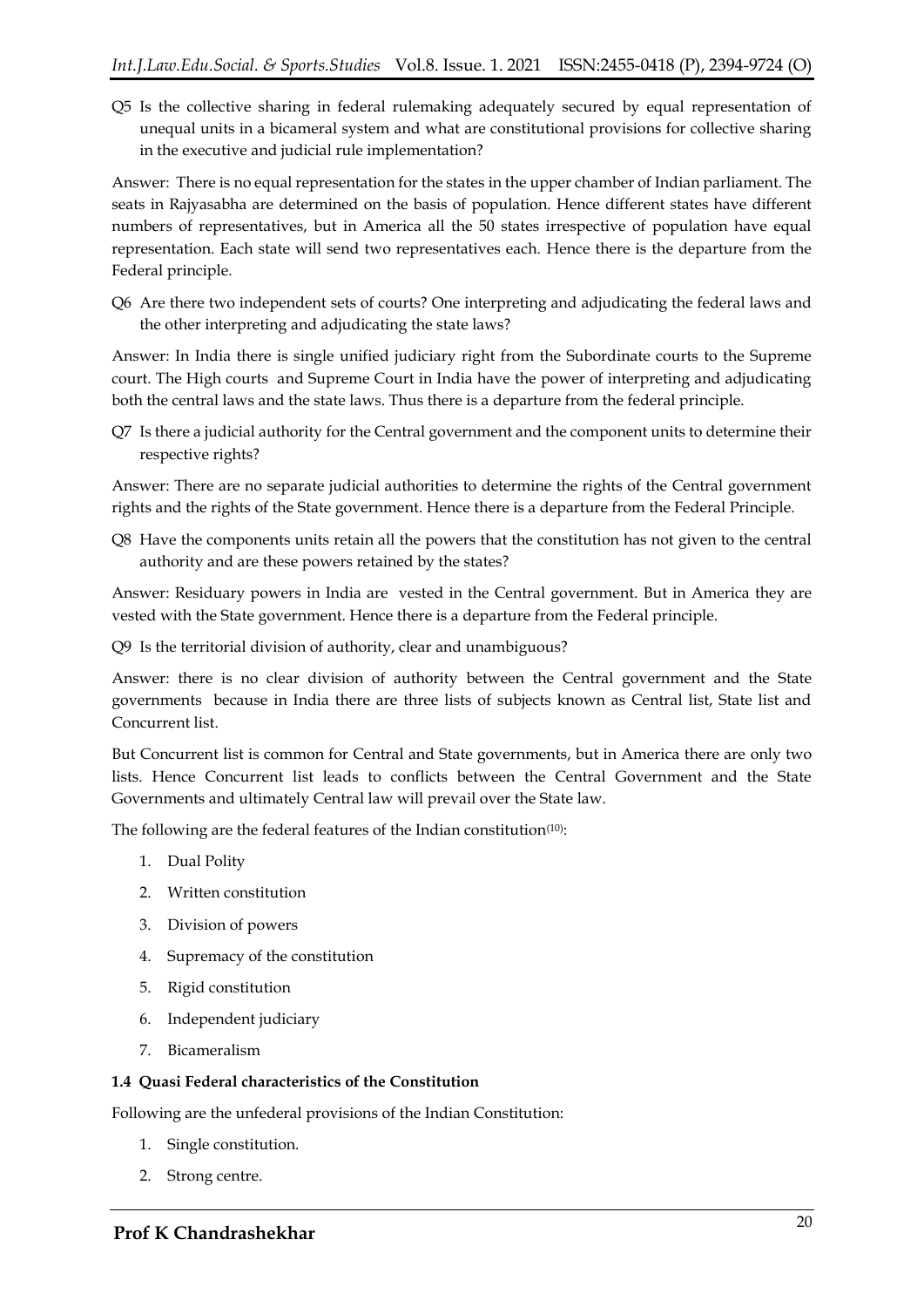Q5 Is the collective sharing in federal rulemaking adequately secured by equal representation of unequal units in a bicameral system and what are constitutional provisions for collective sharing in the executive and judicial rule implementation?

Answer: There is no equal representation for the states in the upper chamber of Indian parliament. The seats in Rajyasabha are determined on the basis of population. Hence different states have different numbers of representatives, but in America all the 50 states irrespective of population have equal representation. Each state will send two representatives each. Hence there is the departure from the Federal principle.

Q6 Are there two independent sets of courts? One interpreting and adjudicating the federal laws and the other interpreting and adjudicating the state laws?

Answer: In India there is single unified judiciary right from the Subordinate courts to the Supreme court. The High courts and Supreme Court in India have the power of interpreting and adjudicating both the central laws and the state laws. Thus there is a departure from the federal principle.

Q7 Is there a judicial authority for the Central government and the component units to determine their respective rights?

Answer: There are no separate judicial authorities to determine the rights of the Central government rights and the rights of the State government. Hence there is a departure from the Federal Principle.

Q8 Have the components units retain all the powers that the constitution has not given to the central authority and are these powers retained by the states?

Answer: Residuary powers in India are vested in the Central government. But in America they are vested with the State government. Hence there is a departure from the Federal principle.

Q9 Is the territorial division of authority, clear and unambiguous?

Answer: there is no clear division of authority between the Central government and the State governments because in India there are three lists of subjects known as Central list, State list and Concurrent list.

But Concurrent list is common for Central and State governments, but in America there are only two lists. Hence Concurrent list leads to conflicts between the Central Government and the State Governments and ultimately Central law will prevail over the State law.

The following are the federal features of the Indian constitution[10]:

1. Dual Polity
2. Written constitution
3. Division of powers
4. Supremacy of the constitution
5. Rigid constitution
6. Independent judiciary
7. Bicameralism

### 1.4 Quasi Federal characteristics of the Constitution

Following are the unfederal provisions of the Indian Constitution:

1. Single constitution.
2. Strong centre.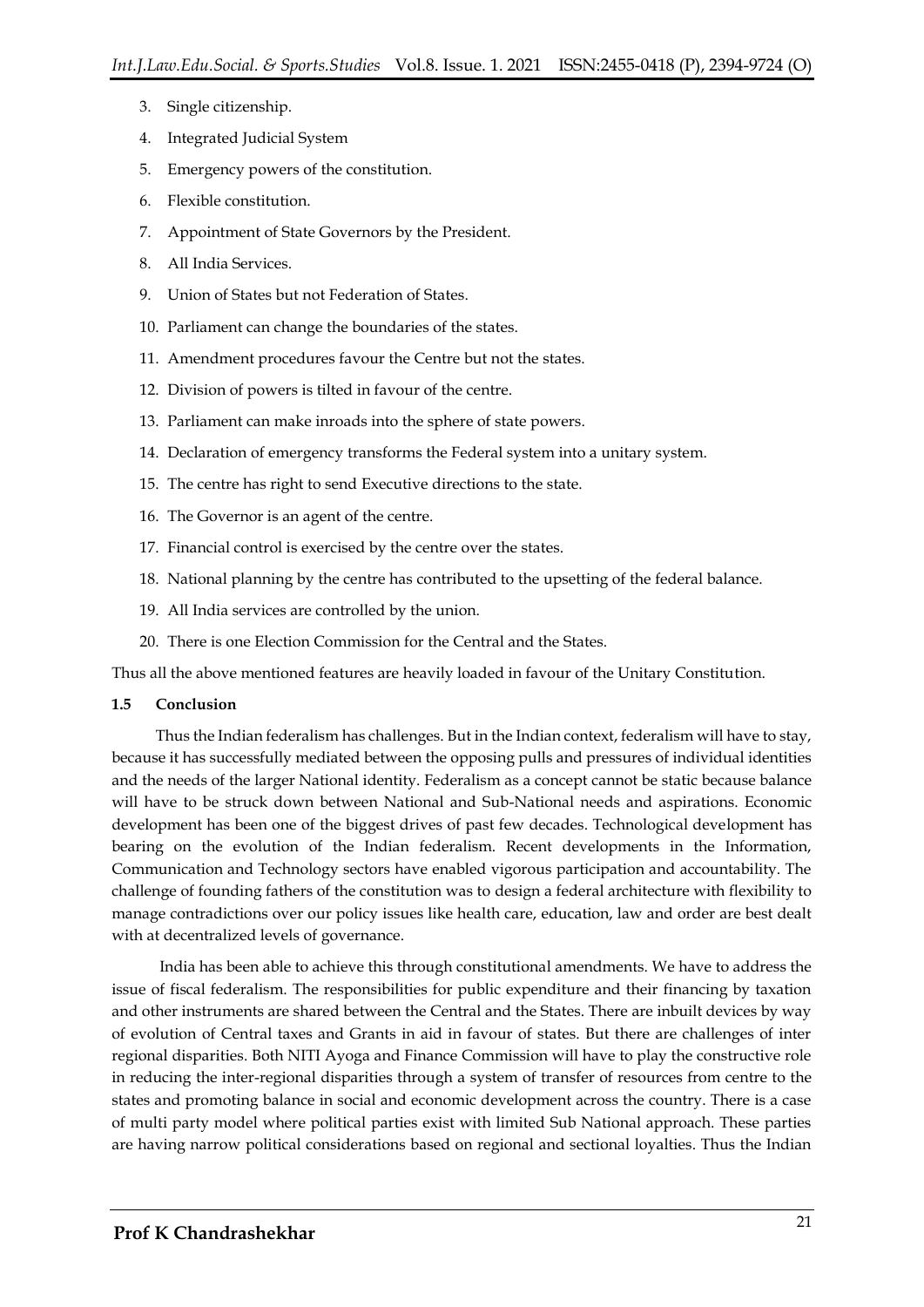3. Single citizenship.
4. Integrated Judicial System
5. Emergency powers of the constitution.
6. Flexible constitution.
7. Appointment of State Governors by the President.
8. All India Services.
9. Union of States but not Federation of States.
10. Parliament can change the boundaries of the states.
11. Amendment procedures favour the Centre but not the states.
12. Division of powers is tilted in favour of the centre.
13. Parliament can make inroads into the sphere of state powers.
14. Declaration of emergency transforms the Federal system into a unitary system.
15. The centre has right to send Executive directions to the state.
16. The Governor is an agent of the centre.
17. Financial control is exercised by the centre over the states.
18. National planning by the centre has contributed to the upsetting of the federal balance.
19. All India services are controlled by the union.
20. There is one Election Commission for the Central and the States.

Thus all the above mentioned features are heavily loaded in favour of the Unitary Constitution.

### 1.5 Conclusion

Thus the Indian federalism has challenges. But in the Indian context, federalism will have to stay, because it has successfully mediated between the opposing pulls and pressures of individual identities and the needs of the larger National identity. Federalism as a concept cannot be static because balance will have to be struck down between National and Sub-National needs and aspirations. Economic development has been one of the biggest drives of past few decades. Technological development has bearing on the evolution of the Indian federalism. Recent developments in the Information, Communication and Technology sectors have enabled vigorous participation and accountability. The challenge of founding fathers of the constitution was to design a federal architecture with flexibility to manage contradictions over our policy issues like health care, education, law and order are best dealt with at decentralized levels of governance.

India has been able to achieve this through constitutional amendments. We have to address the issue of fiscal federalism. The responsibilities for public expenditure and their financing by taxation and other instruments are shared between the Central and the States. There are inbuilt devices by way of evolution of Central taxes and Grants in aid in favour of states. But there are challenges of inter regional disparities. Both NITI Ayoga and Finance Commission will have to play the constructive role in reducing the inter-regional disparities through a system of transfer of resources from centre to the states and promoting balance in social and economic development across the country. There is a case of multi party model where political parties exist with limited Sub National approach. These parties are having narrow political considerations based on regional and sectional loyalties. Thus the Indian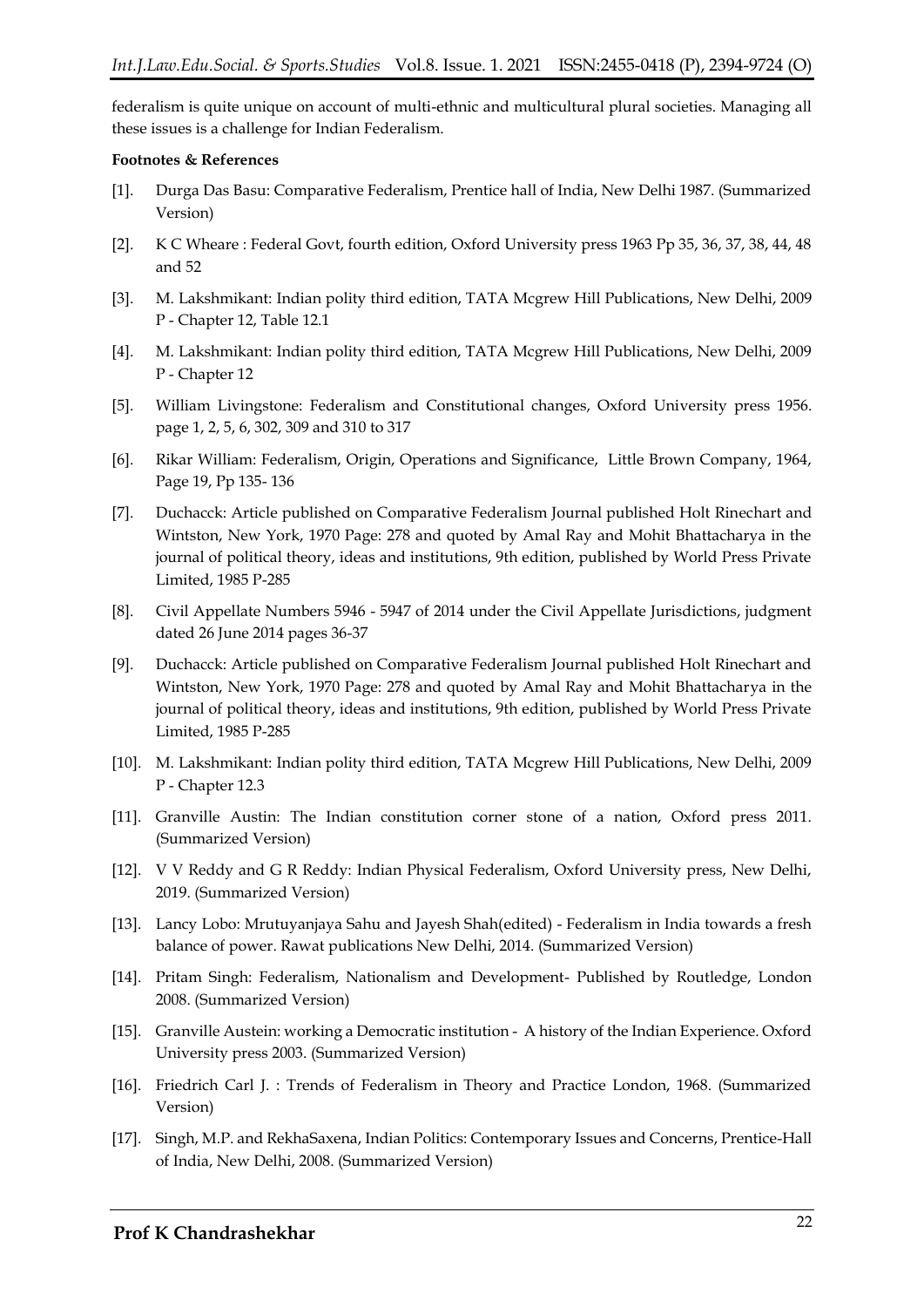federalism is quite unique on account of multi-ethnic and multicultural plural societies. Managing all these issues is a challenge for Indian Federalism.

**Footnotes & References**

- [1]. Durga Das Basu: Comparative Federalism, Prentice hall of India, New Delhi 1987. (Summarized Version)
- [2]. K C Wheare : Federal Govt, fourth edition, Oxford University press 1963 Pp 35, 36, 37, 38, 44, 48 and 52
- [3]. M. Lakshmikant: Indian polity third edition, TATA Mcgrew Hill Publications, New Delhi, 2009 P - Chapter 12, Table 12.1
- [4]. M. Lakshmikant: Indian polity third edition, TATA Mcgrew Hill Publications, New Delhi, 2009 P - Chapter 12
- [5]. William Livingstone: Federalism and Constitutional changes, Oxford University press 1956. page 1, 2, 5, 6, 302, 309 and 310 to 317
- [6]. Rikar William: Federalism, Origin, Operations and Significance, Little Brown Company, 1964, Page 19, Pp 135- 136
- [7]. Duchacck: Article published on Comparative Federalism Journal published Holt Rinechart and Wintston, New York, 1970 Page: 278 and quoted by Amal Ray and Mohit Bhattacharya in the journal of political theory, ideas and institutions, 9th edition, published by World Press Private Limited, 1985 P-285
- [8]. Civil Appellate Numbers 5946 - 5947 of 2014 under the Civil Appellate Jurisdictions, judgment dated 26 June 2014 pages 36-37
- [9]. Duchacck: Article published on Comparative Federalism Journal published Holt Rinechart and Wintston, New York, 1970 Page: 278 and quoted by Amal Ray and Mohit Bhattacharya in the journal of political theory, ideas and institutions, 9th edition, published by World Press Private Limited, 1985 P-285
- [10]. M. Lakshmikant: Indian polity third edition, TATA Mcgrew Hill Publications, New Delhi, 2009 P - Chapter 12.3
- [11]. Granville Austin: The Indian constitution corner stone of a nation, Oxford press 2011. (Summarized Version)
- [12]. V V Reddy and G R Reddy: Indian Physical Federalism, Oxford University press, New Delhi, 2019. (Summarized Version)
- [13]. Lancy Lobo: Mrutuyanjaya Sahu and Jayesh Shah(edited) - Federalism in India towards a fresh balance of power. Rawat publications New Delhi, 2014. (Summarized Version)
- [14]. Pritam Singh: Federalism, Nationalism and Development- Published by Routledge, London 2008. (Summarized Version)
- [15]. Granville Austein: working a Democratic institution - A history of the Indian Experience. Oxford University press 2003. (Summarized Version)
- [16]. Friedrich Carl J. : Trends of Federalism in Theory and Practice London, 1968. (Summarized Version)
- [17]. Singh, M.P. and RekhaSaxena, Indian Politics: Contemporary Issues and Concerns, Prentice-Hall of India, New Delhi, 2008. (Summarized Version)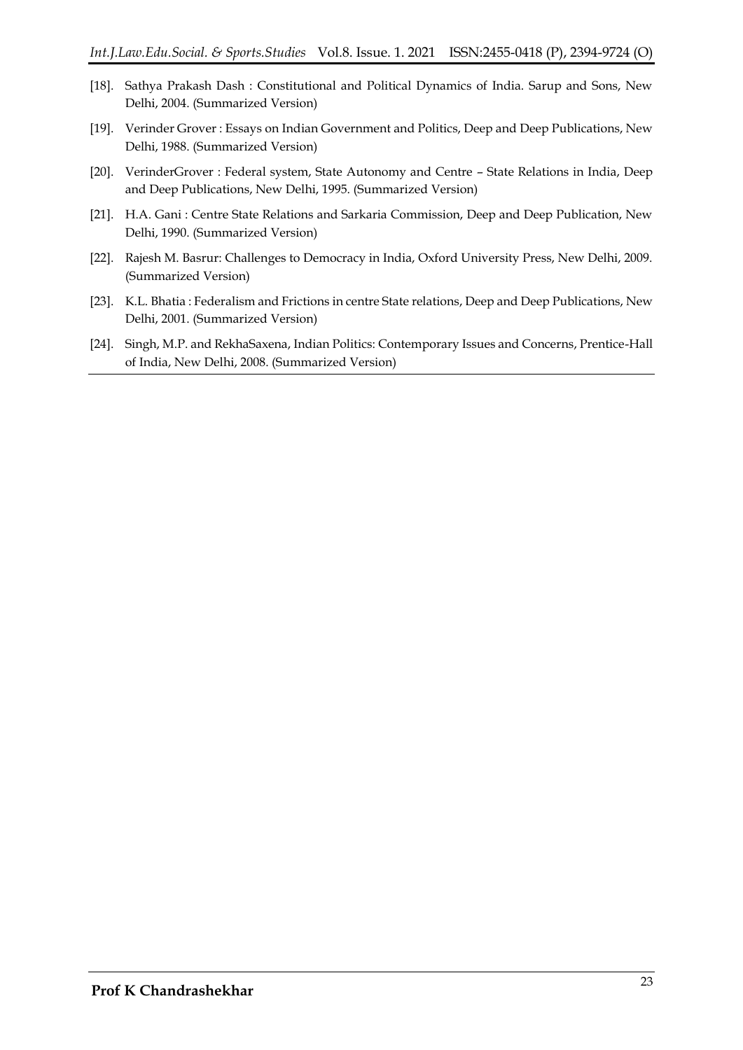[18]. Sathya Prakash Dash : Constitutional and Political Dynamics of India. Sarup and Sons, New Delhi, 2004. (Summarized Version)

[19]. Verinder Grover : Essays on Indian Government and Politics, Deep and Deep Publications, New Delhi, 1988. (Summarized Version)

[20]. VerinderGrover : Federal system, State Autonomy and Centre – State Relations in India, Deep and Deep Publications, New Delhi, 1995. (Summarized Version)

[21]. H.A. Gani : Centre State Relations and Sarkaria Commission, Deep and Deep Publication, New Delhi, 1990. (Summarized Version)

[22]. Rajesh M. Basrur: Challenges to Democracy in India, Oxford University Press, New Delhi, 2009. (Summarized Version)

[23]. K.L. Bhatia : Federalism and Frictions in centre State relations, Deep and Deep Publications, New Delhi, 2001. (Summarized Version)

[24]. Singh, M.P. and RekhaSaxena, Indian Politics: Contemporary Issues and Concerns, Prentice-Hall of India, New Delhi, 2008. (Summarized Version)